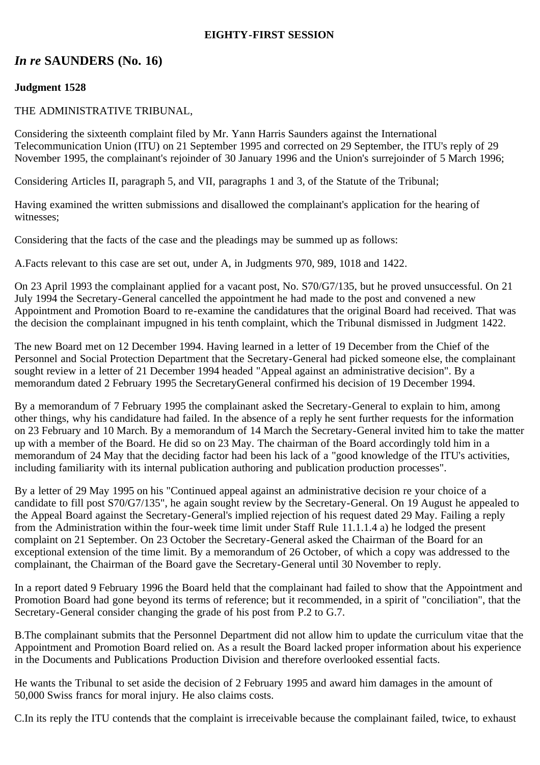**EIGHTY-FIRST SESSION**

## *In re* SAUNDERS (No. 16)

**Judgment 1528**

THE ADMINISTRATIVE TRIBUNAL,

Considering the sixteenth complaint filed by Mr. Yann Harris Saunders against the International Telecommunication Union (ITU) on 21 September 1995 and corrected on 29 September, the ITU's reply of 29 November 1995, the complainant's rejoinder of 30 January 1996 and the Union's surrejoinder of 5 March 1996;

Considering Articles II, paragraph 5, and VII, paragraphs 1 and 3, of the Statute of the Tribunal;

Having examined the written submissions and disallowed the complainant's application for the hearing of witnesses;

Considering that the facts of the case and the pleadings may be summed up as follows:

A.Facts relevant to this case are set out, under A, in Judgments 970, 989, 1018 and 1422.

On 23 April 1993 the complainant applied for a vacant post, No. S70/G7/135, but he proved unsuccessful. On 21 July 1994 the Secretary-General cancelled the appointment he had made to the post and convened a new Appointment and Promotion Board to re-examine the candidatures that the original Board had received. That was the decision the complainant impugned in his tenth complaint, which the Tribunal dismissed in Judgment 1422.

The new Board met on 12 December 1994. Having learned in a letter of 19 December from the Chief of the Personnel and Social Protection Department that the Secretary-General had picked someone else, the complainant sought review in a letter of 21 December 1994 headed "Appeal against an administrative decision". By a memorandum dated 2 February 1995 the SecretaryGeneral confirmed his decision of 19 December 1994.

By a memorandum of 7 February 1995 the complainant asked the Secretary-General to explain to him, among other things, why his candidature had failed. In the absence of a reply he sent further requests for the information on 23 February and 10 March. By a memorandum of 14 March the Secretary-General invited him to take the matter up with a member of the Board. He did so on 23 May. The chairman of the Board accordingly told him in a memorandum of 24 May that the deciding factor had been his lack of a "good knowledge of the ITU's activities, including familiarity with its internal publication authoring and publication production processes".

By a letter of 29 May 1995 on his "Continued appeal against an administrative decision re your choice of a candidate to fill post S70/G7/135", he again sought review by the Secretary-General. On 19 August he appealed to the Appeal Board against the Secretary-General's implied rejection of his request dated 29 May. Failing a reply from the Administration within the four-week time limit under Staff Rule 11.1.1.4 a) he lodged the present complaint on 21 September. On 23 October the Secretary-General asked the Chairman of the Board for an exceptional extension of the time limit. By a memorandum of 26 October, of which a copy was addressed to the complainant, the Chairman of the Board gave the Secretary-General until 30 November to reply.

In a report dated 9 February 1996 the Board held that the complainant had failed to show that the Appointment and Promotion Board had gone beyond its terms of reference; but it recommended, in a spirit of "conciliation", that the Secretary-General consider changing the grade of his post from P.2 to G.7.

B.The complainant submits that the Personnel Department did not allow him to update the curriculum vitae that the Appointment and Promotion Board relied on. As a result the Board lacked proper information about his experience in the Documents and Publications Production Division and therefore overlooked essential facts.

He wants the Tribunal to set aside the decision of 2 February 1995 and award him damages in the amount of 50,000 Swiss francs for moral injury. He also claims costs.

C.In its reply the ITU contends that the complaint is irreceivable because the complainant failed, twice, to exhaust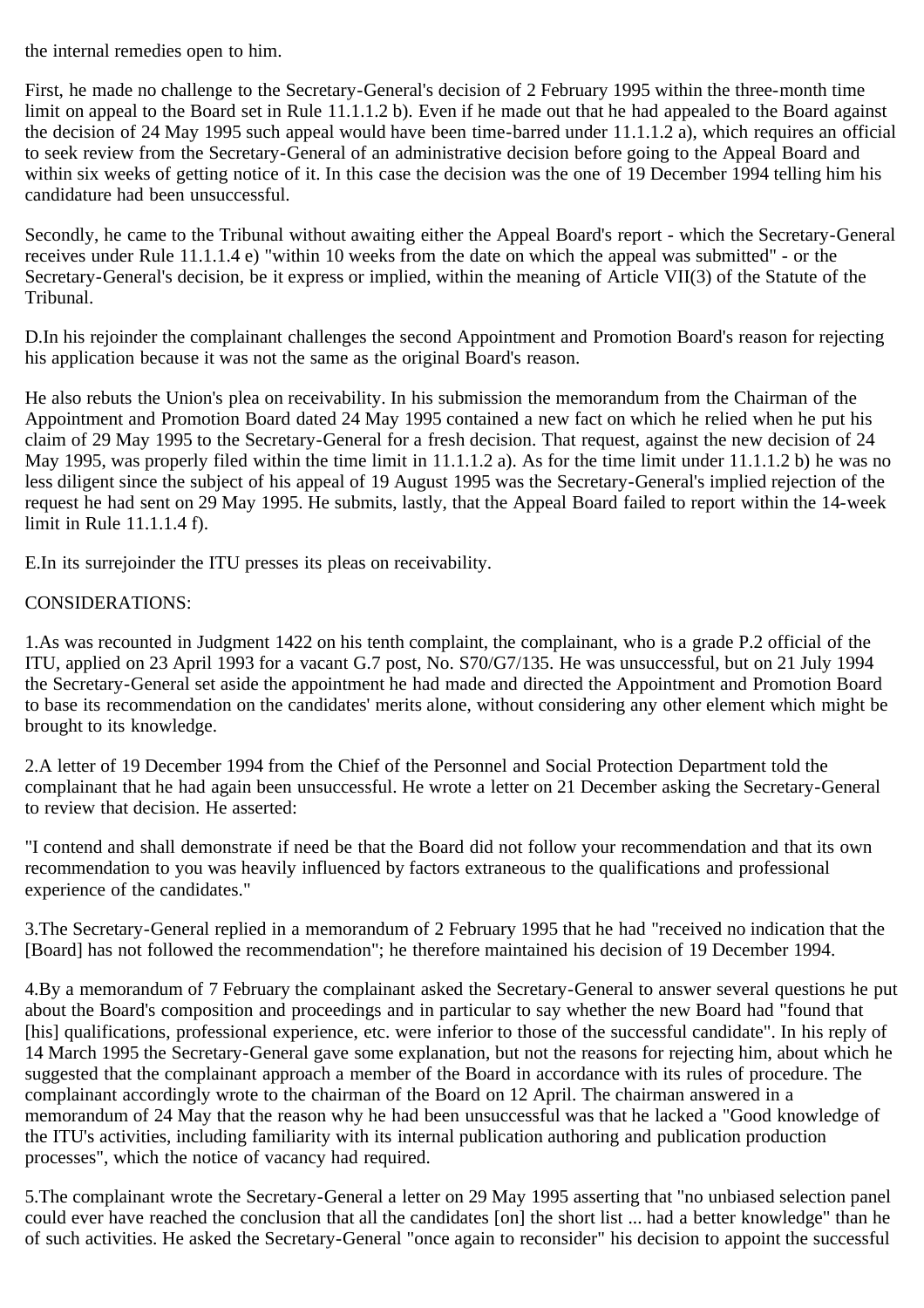the internal remedies open to him.

First, he made no challenge to the Secretary-General's decision of 2 February 1995 within the three-month time limit on appeal to the Board set in Rule 11.1.1.2 b). Even if he made out that he had appealed to the Board against the decision of 24 May 1995 such appeal would have been time-barred under 11.1.1.2 a), which requires an official to seek review from the Secretary-General of an administrative decision before going to the Appeal Board and within six weeks of getting notice of it. In this case the decision was the one of 19 December 1994 telling him his candidature had been unsuccessful.

Secondly, he came to the Tribunal without awaiting either the Appeal Board's report - which the Secretary-General receives under Rule 11.1.1.4 e) "within 10 weeks from the date on which the appeal was submitted" - or the Secretary-General's decision, be it express or implied, within the meaning of Article VII(3) of the Statute of the Tribunal.

D.In his rejoinder the complainant challenges the second Appointment and Promotion Board's reason for rejecting his application because it was not the same as the original Board's reason.

He also rebuts the Union's plea on receivability. In his submission the memorandum from the Chairman of the Appointment and Promotion Board dated 24 May 1995 contained a new fact on which he relied when he put his claim of 29 May 1995 to the Secretary-General for a fresh decision. That request, against the new decision of 24 May 1995, was properly filed within the time limit in 11.1.1.2 a). As for the time limit under 11.1.1.2 b) he was no less diligent since the subject of his appeal of 19 August 1995 was the Secretary-General's implied rejection of the request he had sent on 29 May 1995. He submits, lastly, that the Appeal Board failed to report within the 14-week limit in Rule 11.1.1.4 f).

E.In its surrejoinder the ITU presses its pleas on receivability.

CONSIDERATIONS:

1.As was recounted in Judgment 1422 on his tenth complaint, the complainant, who is a grade P.2 official of the ITU, applied on 23 April 1993 for a vacant G.7 post, No. S70/G7/135. He was unsuccessful, but on 21 July 1994 the Secretary-General set aside the appointment he had made and directed the Appointment and Promotion Board to base its recommendation on the candidates' merits alone, without considering any other element which might be brought to its knowledge.

2.A letter of 19 December 1994 from the Chief of the Personnel and Social Protection Department told the complainant that he had again been unsuccessful. He wrote a letter on 21 December asking the Secretary-General to review that decision. He asserted:

"I contend and shall demonstrate if need be that the Board did not follow your recommendation and that its own recommendation to you was heavily influenced by factors extraneous to the qualifications and professional experience of the candidates."

3.The Secretary-General replied in a memorandum of 2 February 1995 that he had "received no indication that the [Board] has not followed the recommendation"; he therefore maintained his decision of 19 December 1994.

4.By a memorandum of 7 February the complainant asked the Secretary-General to answer several questions he put about the Board's composition and proceedings and in particular to say whether the new Board had "found that [his] qualifications, professional experience, etc. were inferior to those of the successful candidate". In his reply of 14 March 1995 the Secretary-General gave some explanation, but not the reasons for rejecting him, about which he suggested that the complainant approach a member of the Board in accordance with its rules of procedure. The complainant accordingly wrote to the chairman of the Board on 12 April. The chairman answered in a memorandum of 24 May that the reason why he had been unsuccessful was that he lacked a "Good knowledge of the ITU's activities, including familiarity with its internal publication authoring and publication production processes", which the notice of vacancy had required.

5.The complainant wrote the Secretary-General a letter on 29 May 1995 asserting that "no unbiased selection panel could ever have reached the conclusion that all the candidates [on] the short list ... had a better knowledge" than he of such activities. He asked the Secretary-General "once again to reconsider" his decision to appoint the successful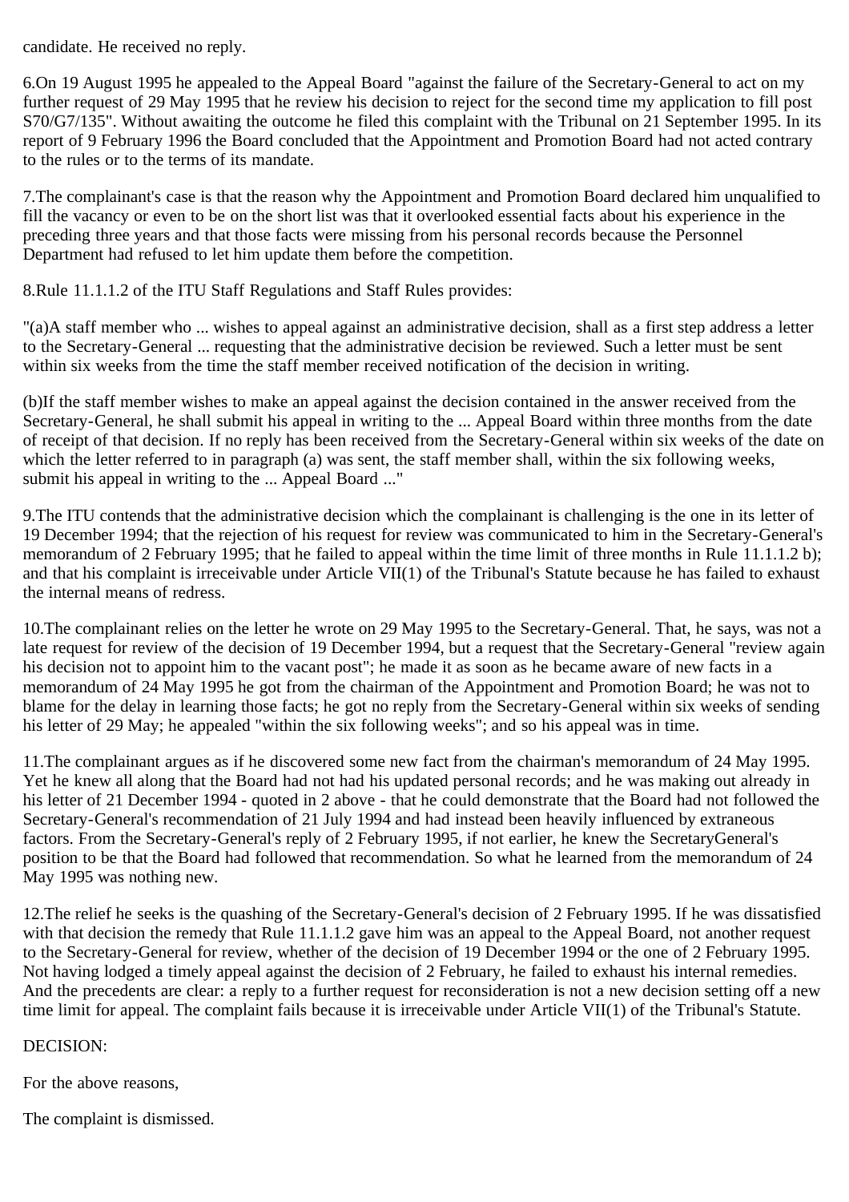candidate. He received no reply.

6.On 19 August 1995 he appealed to the Appeal Board "against the failure of the Secretary-General to act on my further request of 29 May 1995 that he review his decision to reject for the second time my application to fill post S70/G7/135". Without awaiting the outcome he filed this complaint with the Tribunal on 21 September 1995. In its report of 9 February 1996 the Board concluded that the Appointment and Promotion Board had not acted contrary to the rules or to the terms of its mandate.

7.The complainant's case is that the reason why the Appointment and Promotion Board declared him unqualified to fill the vacancy or even to be on the short list was that it overlooked essential facts about his experience in the preceding three years and that those facts were missing from his personal records because the Personnel Department had refused to let him update them before the competition.

8.Rule 11.1.1.2 of the ITU Staff Regulations and Staff Rules provides:

"(a)A staff member who ... wishes to appeal against an administrative decision, shall as a first step address a letter to the Secretary-General ... requesting that the administrative decision be reviewed. Such a letter must be sent within six weeks from the time the staff member received notification of the decision in writing.

(b)If the staff member wishes to make an appeal against the decision contained in the answer received from the Secretary-General, he shall submit his appeal in writing to the ... Appeal Board within three months from the date of receipt of that decision. If no reply has been received from the Secretary-General within six weeks of the date on which the letter referred to in paragraph (a) was sent, the staff member shall, within the six following weeks, submit his appeal in writing to the ... Appeal Board ..."

9.The ITU contends that the administrative decision which the complainant is challenging is the one in its letter of 19 December 1994; that the rejection of his request for review was communicated to him in the Secretary-General's memorandum of 2 February 1995; that he failed to appeal within the time limit of three months in Rule 11.1.1.2 b); and that his complaint is irreceivable under Article VII(1) of the Tribunal's Statute because he has failed to exhaust the internal means of redress.

10.The complainant relies on the letter he wrote on 29 May 1995 to the Secretary-General. That, he says, was not a late request for review of the decision of 19 December 1994, but a request that the Secretary-General "review again his decision not to appoint him to the vacant post"; he made it as soon as he became aware of new facts in a memorandum of 24 May 1995 he got from the chairman of the Appointment and Promotion Board; he was not to blame for the delay in learning those facts; he got no reply from the Secretary-General within six weeks of sending his letter of 29 May; he appealed "within the six following weeks"; and so his appeal was in time.

11.The complainant argues as if he discovered some new fact from the chairman's memorandum of 24 May 1995. Yet he knew all along that the Board had not had his updated personal records; and he was making out already in his letter of 21 December 1994 - quoted in 2 above - that he could demonstrate that the Board had not followed the Secretary-General's recommendation of 21 July 1994 and had instead been heavily influenced by extraneous factors. From the Secretary-General's reply of 2 February 1995, if not earlier, he knew the SecretaryGeneral's position to be that the Board had followed that recommendation. So what he learned from the memorandum of 24 May 1995 was nothing new.

12.The relief he seeks is the quashing of the Secretary-General's decision of 2 February 1995. If he was dissatisfied with that decision the remedy that Rule 11.1.1.2 gave him was an appeal to the Appeal Board, not another request to the Secretary-General for review, whether of the decision of 19 December 1994 or the one of 2 February 1995. Not having lodged a timely appeal against the decision of 2 February, he failed to exhaust his internal remedies. And the precedents are clear: a reply to a further request for reconsideration is not a new decision setting off a new time limit for appeal. The complaint fails because it is irreceivable under Article VII(1) of the Tribunal's Statute.

DECISION:

For the above reasons,

The complaint is dismissed.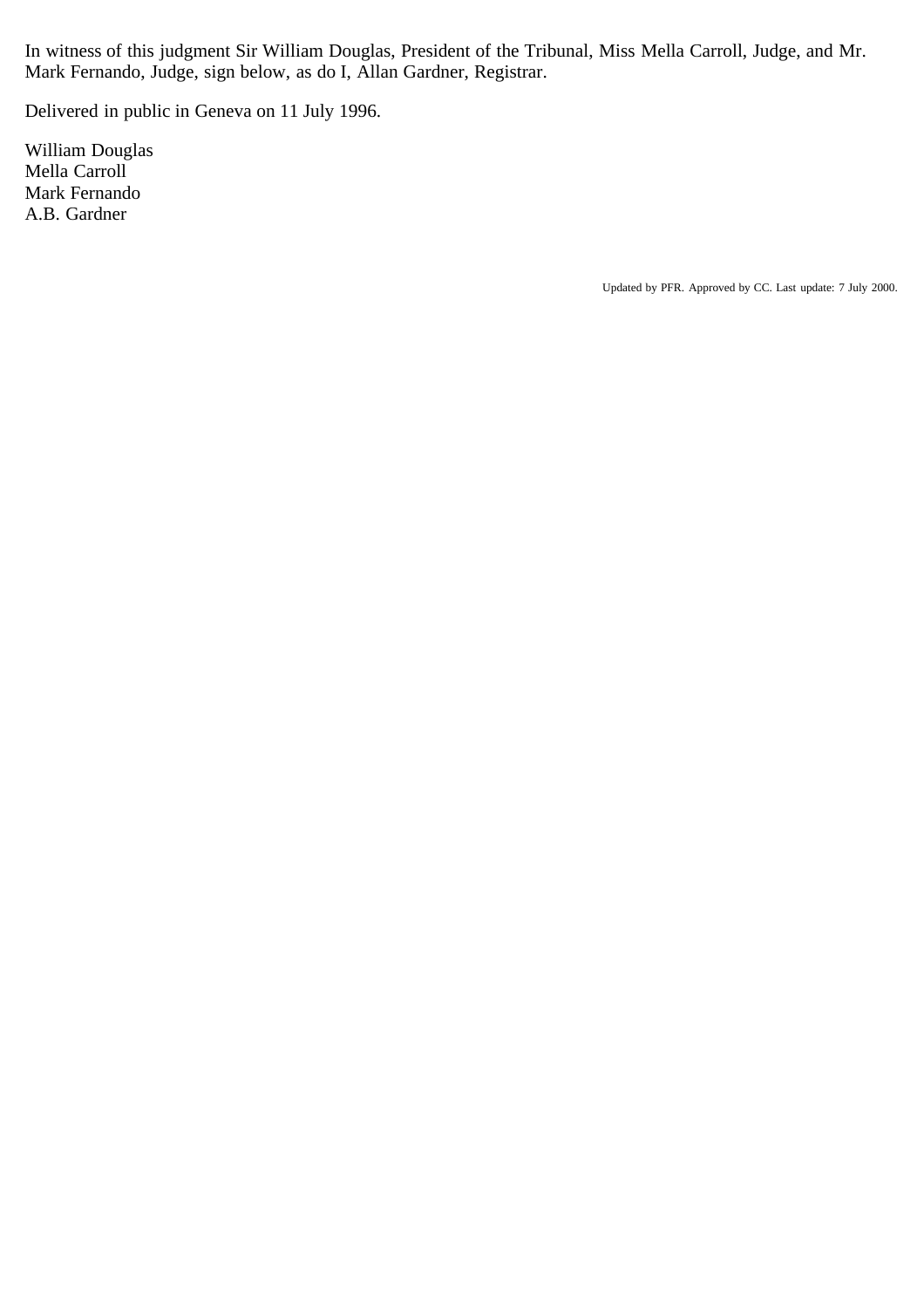In witness of this judgment Sir William Douglas, President of the Tribunal, Miss Mella Carroll, Judge, and Mr. Mark Fernando, Judge, sign below, as do I, Allan Gardner, Registrar.

Delivered in public in Geneva on 11 July 1996.

William Douglas
Mella Carroll
Mark Fernando
A.B. Gardner

Updated by PFR. Approved by CC. Last update: 7 July 2000.